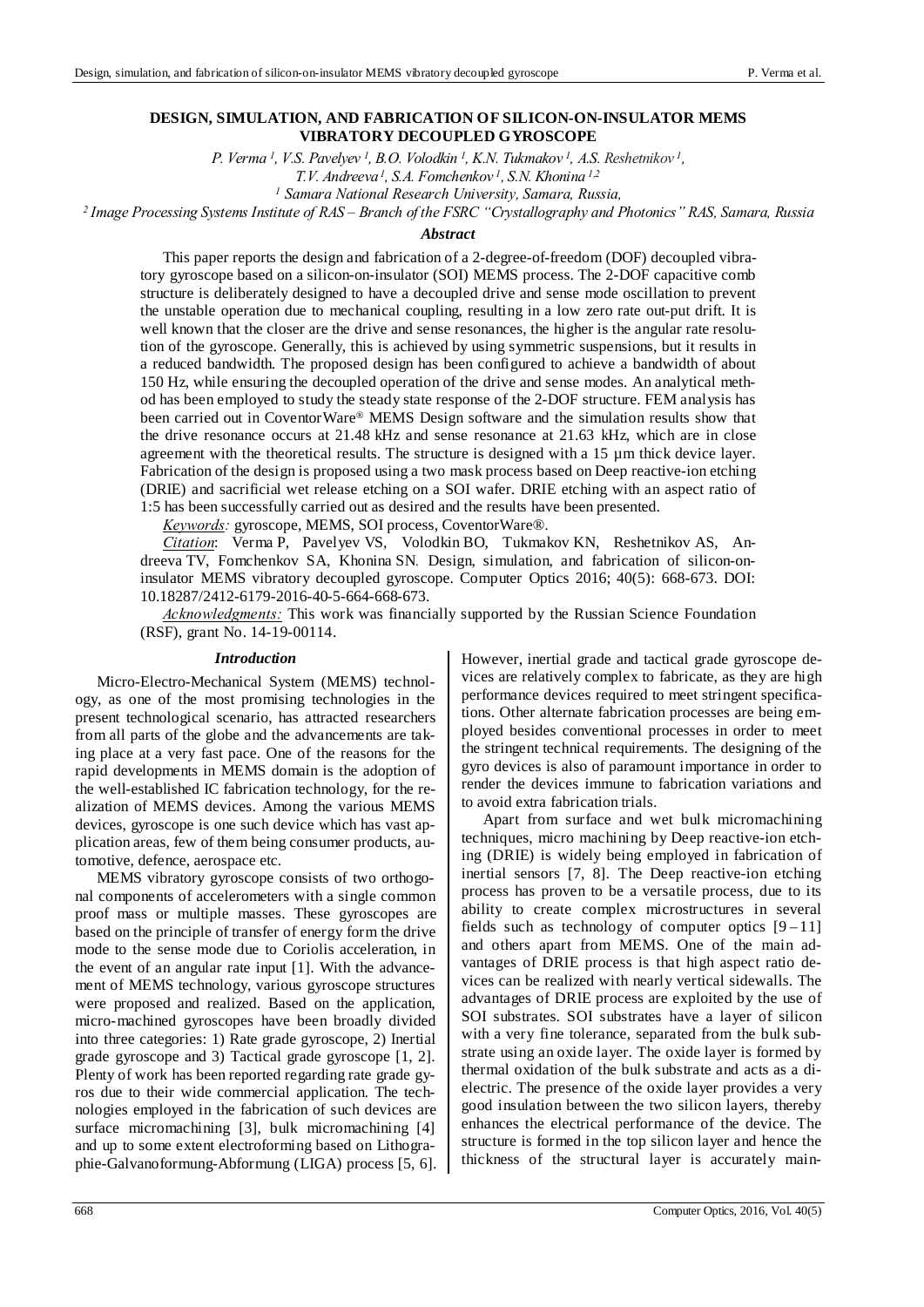# DESIGN, SIMULATION, AND FABRICATION OF SILICON-ON-INSULATOR MEMS VIBRATORY DECOUPLED GYROSCOPE

*P. Verma [1], V.S. Pavelyev [1], B.O. Volodkin [1], K.N. Tukmakov [1], A.S. Reshetnikov [1], T.V. Andreeva [1], S.A. Fomchenkov [1], S.N. Khonina [1,2]*

*[1] Samara National Research University, Samara, Russia,*

*[2] Image Processing Systems Institute of RAS – Branch of the FSRC "Crystallography and Photonics" RAS, Samara, Russia*

### *Abstract*

This paper reports the design and fabrication of a 2-degree-of-freedom (DOF) decoupled vibratory gyroscope based on a silicon-on-insulator (SOI) MEMS process. The 2-DOF capacitive comb structure is deliberately designed to have a decoupled drive and sense mode oscillation to prevent the unstable operation due to mechanical coupling, resulting in a low zero rate out-put drift. It is well known that the closer are the drive and sense resonances, the higher is the angular rate resolution of the gyroscope. Generally, this is achieved by using symmetric suspensions, but it results in a reduced bandwidth. The proposed design has been configured to achieve a bandwidth of about 150 Hz, while ensuring the decoupled operation of the drive and sense modes. An analytical method has been employed to study the steady state response of the 2-DOF structure. FEM analysis has been carried out in CoventorWare® MEMS Design software and the simulation results show that the drive resonance occurs at 21.48 kHz and sense resonance at 21.63 kHz, which are in close agreement with the theoretical results. The structure is designed with a 15 µm thick device layer. Fabrication of the design is proposed using a two mask process based on Deep reactive-ion etching (DRIE) and sacrificial wet release etching on a SOI wafer. DRIE etching with an aspect ratio of 1:5 has been successfully carried out as desired and the results have been presented.

*Keywords:* gyroscope, MEMS, SOI process, CoventorWare®.

*Citation*: Verma P, Pavelyev VS, Volodkin BO, Tukmakov KN, Reshetnikov AS, Andreeva TV, Fomchenkov SA, Khonina SN. Design, simulation, and fabrication of silicon-on-insulator MEMS vibratory decoupled gyroscope. Computer Optics 2016; 40(5): 668-673. DOI: 10.18287/2412-6179-2016-40-5-664-668-673.

*Acknowledgments:* This work was financially supported by the Russian Science Foundation (RSF), grant No. 14-19-00114.

### *Introduction*

Micro-Electro-Mechanical System (MEMS) technology, as one of the most promising technologies in the present technological scenario, has attracted researchers from all parts of the globe and the advancements are taking place at a very fast pace. One of the reasons for the rapid developments in MEMS domain is the adoption of the well-established IC fabrication technology, for the realization of MEMS devices. Among the various MEMS devices, gyroscope is one such device which has vast application areas, few of them being consumer products, automotive, defence, aerospace etc.

MEMS vibratory gyroscope consists of two orthogonal components of accelerometers with a single common proof mass or multiple masses. These gyroscopes are based on the principle of transfer of energy form the drive mode to the sense mode due to Coriolis acceleration, in the event of an angular rate input [1]. With the advancement of MEMS technology, various gyroscope structures were proposed and realized. Based on the application, micro-machined gyroscopes have been broadly divided into three categories: 1) Rate grade gyroscope, 2) Inertial grade gyroscope and 3) Tactical grade gyroscope [1, 2]. Plenty of work has been reported regarding rate grade gyros due to their wide commercial application. The technologies employed in the fabrication of such devices are surface micromachining [3], bulk micromachining [4] and up to some extent electroforming based on Lithographie-Galvanoformung-Abformung (LIGA) process [5, 6]. However, inertial grade and tactical grade gyroscope devices are relatively complex to fabricate, as they are high performance devices required to meet stringent specifications. Other alternate fabrication processes are being employed besides conventional processes in order to meet the stringent technical requirements. The designing of the gyro devices is also of paramount importance in order to render the devices immune to fabrication variations and to avoid extra fabrication trials.

Apart from surface and wet bulk micromachining techniques, micro machining by Deep reactive-ion etching (DRIE) is widely being employed in fabrication of inertial sensors [7, 8]. The Deep reactive-ion etching process has proven to be a versatile process, due to its ability to create complex microstructures in several fields such as technology of computer optics [9 – 11] and others apart from MEMS. One of the main advantages of DRIE process is that high aspect ratio devices can be realized with nearly vertical sidewalls. The advantages of DRIE process are exploited by the use of SOI substrates. SOI substrates have a layer of silicon with a very fine tolerance, separated from the bulk substrate using an oxide layer. The oxide layer is formed by thermal oxidation of the bulk substrate and acts as a dielectric. The presence of the oxide layer provides a very good insulation between the two silicon layers, thereby enhances the electrical performance of the device. The structure is formed in the top silicon layer and hence the thickness of the structural layer is accurately main-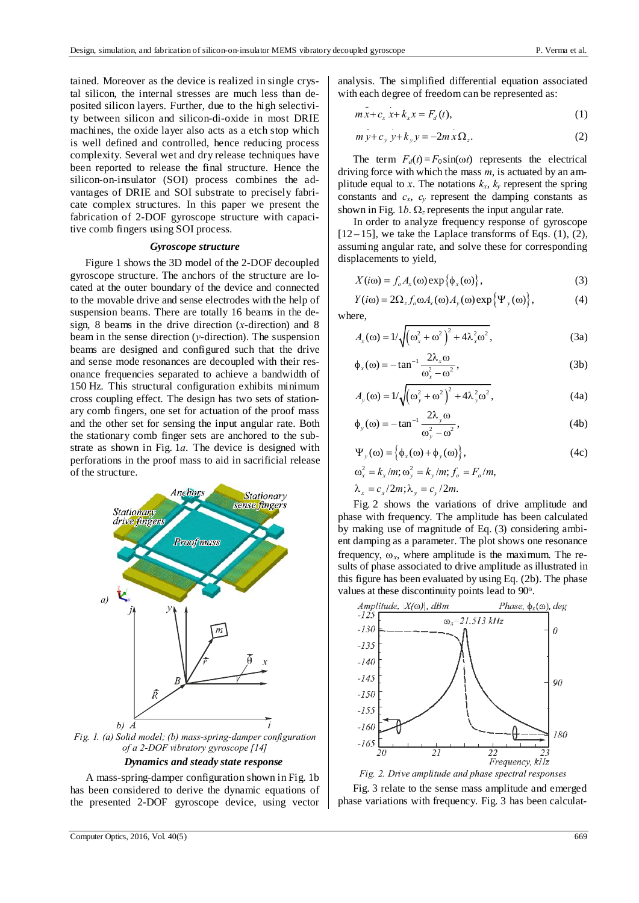tained. Moreover as the device is realized in single crystal silicon, the internal stresses are much less than deposited silicon layers. Further, due to the high selectivity between silicon and silicon-di-oxide in most DRIE machines, the oxide layer also acts as a etch stop which is well defined and controlled, hence reducing process complexity. Several wet and dry release techniques have been reported to release the final structure. Hence the silicon-on-insulator (SOI) process combines the advantages of DRIE and SOI substrate to precisely fabricate complex structures. In this paper we present the fabrication of 2-DOF gyroscope structure with capacitive comb fingers using SOI process.

### *Gyroscope structure*

Figure 1 shows the 3D model of the 2-DOF decoupled gyroscope structure. The anchors of the structure are located at the outer boundary of the device and connected to the movable drive and sense electrodes with the help of suspension beams. There are totally 16 beams in the design, 8 beams in the drive direction ($x$-direction) and 8 beam in the sense direction ($y$-direction). The suspension beams are designed and configured such that the drive and sense mode resonances are decoupled with their resonance frequencies separated to achieve a bandwidth of 150 Hz. This structural configuration exhibits minimum cross coupling effect. The design has two sets of stationary comb fingers, one set for actuation of the proof mass and the other set for sensing the input angular rate. Both the stationary comb finger sets are anchored to the substrate as shown in Fig. 1*a*. The device is designed with perforations in the proof mass to aid in sacrificial release of the structure.

*Fig. 1. (a) Solid model; (b) mass-spring-damper configuration of a 2-DOF vibratory gyroscope [14]*

### *Dynamics and steady state response*

A mass-spring-damper configuration shown in Fig. 1b has been considered to derive the dynamic equations of the presented 2-DOF gyroscope device, using vector analysis. The simplified differential equation associated with each degree of freedom can be represented as:

$$m\ddot{x} + c_x\dot{x} + k_x x = F_d(t), \tag{1}$$

$$m\ddot{y} + c_y\dot{y} + k_y y = -2m\dot{x}\Omega_z. \tag{2}$$

The term $F_d(t) = F_0\sin(\omega t)$ represents the electrical driving force with which the mass $m$, is actuated by an amplitude equal to $x$. The notations $k_x$, $k_y$ represent the spring constants and $c_x$, $c_y$ represent the damping constants as shown in Fig. 1*b*. $\Omega_z$ represents the input angular rate.

In order to analyze frequency response of gyroscope [12–15], we take the Laplace transforms of Eqs. (1), (2), assuming angular rate, and solve these for corresponding displacements to yield,

$$X(i\omega) = f_o A_x(\omega)\exp\{\phi_x(\omega)\}, \tag{3}$$

$$Y(i\omega) = 2\Omega_z f_o \omega A_x(\omega) A_y(\omega)\exp\{\Psi_y(\omega)\}, \tag{4}$$

where,

$$A_x(\omega) = 1/\sqrt{\left(\omega_x^2 + \omega^2\right)^2 + 4\lambda_x^2\omega^2}, \tag{3a}$$

$$\phi_x(\omega) = -\tan^{-1}\frac{2\lambda_x\omega}{\omega_x^2 - \omega^2}, \tag{3b}$$

$$A_y(\omega) = 1/\sqrt{\left(\omega_y^2 + \omega^2\right)^2 + 4\lambda_y^2\omega^2}, \tag{4a}$$

$$\phi_y(\omega) = -\tan^{-1}\frac{2\lambda_y\omega}{\omega_y^2 - \omega^2}, \tag{4b}$$

$$\Psi_y(\omega) = \left\{\phi_x(\omega) + \phi_y(\omega)\right\}, \tag{4c}$$

$$\omega_x^2 = k_x/m;\ \omega_y^2 = k_y/m;\ f_o = F_o/m,$$

$$\lambda_x = c_x/2m;\ \lambda_y = c_y/2m.$$

Fig. 2 shows the variations of drive amplitude and phase with frequency. The amplitude has been calculated by making use of magnitude of Eq. (3) considering ambient damping as a parameter. The plot shows one resonance frequency, $\omega_x$, where amplitude is the maximum. The results of phase associated to drive amplitude as illustrated in this figure has been evaluated by using Eq. (2b). The phase values at these discontinuity points lead to 90°.

*Fig. 2. Drive amplitude and phase spectral responses*

Fig. 3 relate to the sense mass amplitude and emerged phase variations with frequency. Fig. 3 has been calculat-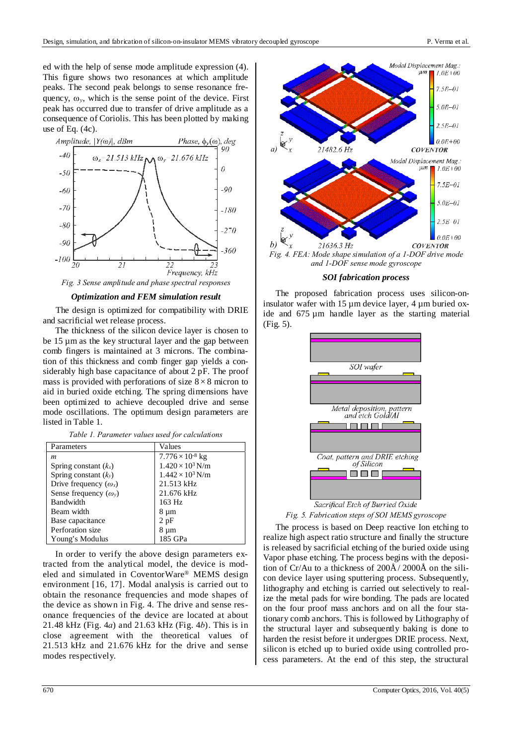ed with the help of sense mode amplitude expression (4). This figure shows two resonances at which amplitude peaks. The second peak belongs to sense resonance frequency, $\omega_y$, which is the sense point of the device. First peak has occurred due to transfer of drive amplitude as a consequence of Coriolis. This has been plotted by making use of Eq. (4c).

Fig. 3 Sense amplitude and phase spectral responses

### Optimization and FEM simulation result

The design is optimized for compatibility with DRIE and sacrificial wet release process.

The thickness of the silicon device layer is chosen to be 15 µm as the key structural layer and the gap between comb fingers is maintained at 3 microns. The combination of this thickness and comb finger gap yields a considerably high base capacitance of about 2 pF. The proof mass is provided with perforations of size $8 \times 8$ micron to aid in buried oxide etching. The spring dimensions have been optimized to achieve decoupled drive and sense mode oscillations. The optimum design parameters are listed in Table 1.

Table 1. Parameter values used for calculations

| Parameters | Values |
|---|---|
| $m$ | $7.776 \times 10^{-8}$ kg |
| Spring constant ($k_x$) | $1.420 \times 10^{3}$ N/m |
| Spring constant ($k_y$) | $1.442 \times 10^{3}$ N/m |
| Drive frequency ($\omega_x$) | 21.513 kHz |
| Sense frequency ($\omega_y$) | 21.676 kHz |
| Bandwidth | 163 Hz |
| Beam width | 8 µm |
| Base capacitance | 2 pF |
| Perforation size | 8 µm |
| Young's Modulus | 185 GPa |

In order to verify the above design parameters extracted from the analytical model, the device is modeled and simulated in CoventorWare® MEMS design environment [16, 17]. Modal analysis is carried out to obtain the resonance frequencies and mode shapes of the device as shown in Fig. 4. The drive and sense resonance frequencies of the device are located at about 21.48 kHz (Fig. 4*a*) and 21.63 kHz (Fig. 4*b*). This is in close agreement with the theoretical values of 21.513 kHz and 21.676 kHz for the drive and sense modes respectively.

Fig. 4. FEA: Mode shape simulation of a 1-DOF drive mode and 1-DOF sense mode gyroscope

### SOI fabrication process

The proposed fabrication process uses silicon-on-insulator wafer with 15 µm device layer, 4 µm buried oxide and 675 µm handle layer as the starting material (Fig. 5).

Fig. 5. Fabrication steps of SOI MEMS gyroscope

The process is based on Deep reactive Ion etching to realize high aspect ratio structure and finally the structure is released by sacrificial etching of the buried oxide using Vapor phase etching. The process begins with the deposition of Cr/Au to a thickness of 200Å / 2000Å on the silicon device layer using sputtering process. Subsequently, lithography and etching is carried out selectively to realize the metal pads for wire bonding. The pads are located on the four proof mass anchors and on all the four stationary comb anchors. This is followed by Lithography of the structural layer and subsequently baking is done to harden the resist before it undergoes DRIE process. Next, silicon is etched up to buried oxide using controlled process parameters. At the end of this step, the structural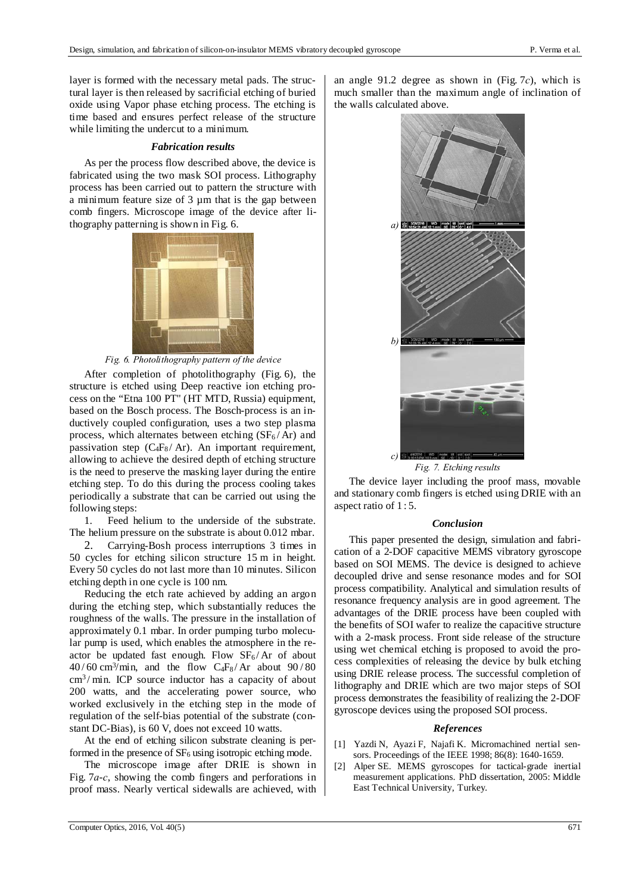layer is formed with the necessary metal pads. The structural layer is then released by sacrificial etching of buried oxide using Vapor phase etching process. The etching is time based and ensures perfect release of the structure while limiting the undercut to a minimum.

### *Fabrication results*

As per the process flow described above, the device is fabricated using the two mask SOI process. Lithography process has been carried out to pattern the structure with a minimum feature size of 3 µm that is the gap between comb fingers. Microscope image of the device after lithography patterning is shown in Fig. 6.

*Fig. 6. Photolithography pattern of the device*

After completion of photolithography (Fig. 6), the structure is etched using Deep reactive ion etching process on the "Etna 100 PT" (HT MTD, Russia) equipment, based on the Bosch process. The Bosch-process is an inductively coupled configuration, uses a two step plasma process, which alternates between etching ($SF_6$ / Ar) and passivation step ($C_4F_8$ / Ar). An important requirement, allowing to achieve the desired depth of etching structure is the need to preserve the masking layer during the entire etching step. To do this during the process cooling takes periodically a substrate that can be carried out using the following steps:

1. Feed helium to the underside of the substrate. The helium pressure on the substrate is about 0.012 mbar.
2. Carrying-Bosh process interruptions 3 times in 50 cycles for etching silicon structure 15 m in height. Every 50 cycles do not last more than 10 minutes. Silicon etching depth in one cycle is 100 nm.

Reducing the etch rate achieved by adding an argon during the etching step, which substantially reduces the roughness of the walls. The pressure in the installation of approximately 0.1 mbar. In order pumping turbo molecular pump is used, which enables the atmosphere in the reactor be updated fast enough. Flow $SF_6$ / Ar of about 40 / 60 $cm^3$/min, and the flow $C_4F_8$ / Ar about 90 / 80 $cm^3$ / min. ICP source inductor has a capacity of about 200 watts, and the accelerating power source, who worked exclusively in the etching step in the mode of regulation of the self-bias potential of the substrate (constant DC-Bias), is 60 V, does not exceed 10 watts.

At the end of etching silicon substrate cleaning is performed in the presence of $SF_6$ using isotropic etching mode.

The microscope image after DRIE is shown in Fig. 7*a*-*c*, showing the comb fingers and perforations in proof mass. Nearly vertical sidewalls are achieved, with an angle 91.2 degree as shown in (Fig. 7*c*), which is much smaller than the maximum angle of inclination of the walls calculated above.

*Fig. 7. Etching results*

The device layer including the proof mass, movable and stationary comb fingers is etched using DRIE with an aspect ratio of 1 : 5.

### *Conclusion*

This paper presented the design, simulation and fabrication of a 2-DOF capacitive MEMS vibratory gyroscope based on SOI MEMS. The device is designed to achieve decoupled drive and sense resonance modes and for SOI process compatibility. Analytical and simulation results of resonance frequency analysis are in good agreement. The advantages of the DRIE process have been coupled with the benefits of SOI wafer to realize the capacitive structure with a 2-mask process. Front side release of the structure using wet chemical etching is proposed to avoid the process complexities of releasing the device by bulk etching using DRIE release process. The successful completion of lithography and DRIE which are two major steps of SOI process demonstrates the feasibility of realizing the 2-DOF gyroscope devices using the proposed SOI process.

### *References*

[1] Yazdi N, Ayazi F, Najafi K. Micromachined nertial sensors. Proceedings of the IEEE 1998; 86(8): 1640-1659.

[2] Alper SE. MEMS gyroscopes for tactical-grade inertial measurement applications. PhD dissertation, 2005: Middle East Technical University, Turkey.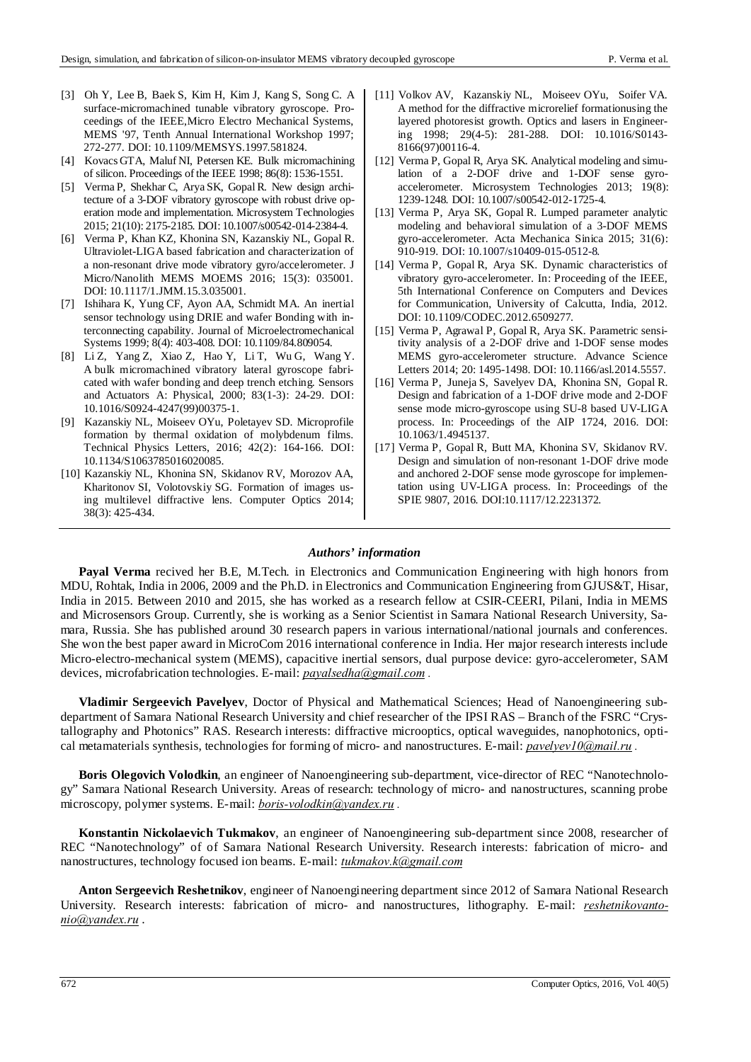[3] Oh Y, Lee B, Baek S, Kim H, Kim J, Kang S, Song C. A surface-micromachined tunable vibratory gyroscope. Proceedings of the IEEE,Micro Electro Mechanical Systems, MEMS '97, Tenth Annual International Workshop 1997; 272-277. DOI: 10.1109/MEMSYS.1997.581824.

[4] Kovacs GTA, Maluf NI, Petersen KE. Bulk micromachining of silicon. Proceedings of the IEEE 1998; 86(8): 1536-1551.

[5] Verma P, Shekhar C, Arya SK, Gopal R. New design architecture of a 3-DOF vibratory gyroscope with robust drive operation mode and implementation. Microsystem Technologies 2015; 21(10): 2175-2185. DOI: 10.1007/s00542-014-2384-4.

[6] Verma P, Khan KZ, Khonina SN, Kazanskiy NL, Gopal R. Ultraviolet-LIGA based fabrication and characterization of a non-resonant drive mode vibratory gyro/accelerometer. J Micro/Nanolith MEMS MOEMS 2016; 15(3): 035001. DOI: 10.1117/1.JMM.15.3.035001.

[7] Ishihara K, Yung CF, Ayon AA, Schmidt MA. An inertial sensor technology using DRIE and wafer Bonding with interconnecting capability. Journal of Microelectromechanical Systems 1999; 8(4): 403-408. DOI: 10.1109/84.809054.

[8] Li Z, Yang Z, Xiao Z, Hao Y, Li T, Wu G, Wang Y. A bulk micromachined vibratory lateral gyroscope fabricated with wafer bonding and deep trench etching. Sensors and Actuators A: Physical, 2000; 83(1-3): 24-29. DOI: 10.1016/S0924-4247(99)00375-1.

[9] Kazanskiy NL, Moiseev OYu, Poletayev SD. Microprofile formation by thermal oxidation of molybdenum films. Technical Physics Letters, 2016; 42(2): 164-166. DOI: 10.1134/S1063785016020085.

[10] Kazanskiy NL, Khonina SN, Skidanov RV, Morozov AA, Kharitonov SI, Volotovskiy SG. Formation of images using multilevel diffractive lens. Computer Optics 2014; 38(3): 425-434.

[11] Volkov AV, Kazanskiy NL, Moiseev OYu, Soifer VA. A method for the diffractive microrelief formationusing the layered photoresist growth. Optics and lasers in Engineering 1998; 29(4-5): 281-288. DOI: 10.1016/S0143-8166(97)00116-4.

[12] Verma P, Gopal R, Arya SK. Analytical modeling and simulation of a 2-DOF drive and 1-DOF sense gyro-accelerometer. Microsystem Technologies 2013; 19(8): 1239-1248. DOI: 10.1007/s00542-012-1725-4.

[13] Verma P, Arya SK, Gopal R. Lumped parameter analytic modeling and behavioral simulation of a 3-DOF MEMS gyro-accelerometer. Acta Mechanica Sinica 2015; 31(6): 910-919. DOI: 10.1007/s10409-015-0512-8.

[14] Verma P, Gopal R, Arya SK. Dynamic characteristics of vibratory gyro-accelerometer. In: Proceeding of the IEEE, 5th International Conference on Computers and Devices for Communication, University of Calcutta, India, 2012. DOI: 10.1109/CODEC.2012.6509277.

[15] Verma P, Agrawal P, Gopal R, Arya SK. Parametric sensitivity analysis of a 2-DOF drive and 1-DOF sense modes MEMS gyro-accelerometer structure. Advance Science Letters 2014; 20: 1495-1498. DOI: 10.1166/asl.2014.5557.

[16] Verma P, Juneja S, Savelyev DA, Khonina SN, Gopal R. Design and fabrication of a 1-DOF drive mode and 2-DOF sense mode micro-gyroscope using SU-8 based UV-LIGA process. In: Proceedings of the AIP 1724, 2016. DOI: 10.1063/1.4945137.

[17] Verma P, Gopal R, Butt MA, Khonina SV, Skidanov RV. Design and simulation of non-resonant 1-DOF drive mode and anchored 2-DOF sense mode gyroscope for implementation using UV-LIGA process. In: Proceedings of the SPIE 9807, 2016. DOI:10.1117/12.2231372.

### *Authors' information*

**Payal Verma** recived her B.E, M.Tech. in Electronics and Communication Engineering with high honors from MDU, Rohtak, India in 2006, 2009 and the Ph.D. in Electronics and Communication Engineering from GJUS&T, Hisar, India in 2015. Between 2010 and 2015, she has worked as a research fellow at CSIR-CEERI, Pilani, India in MEMS and Microsensors Group. Currently, she is working as a Senior Scientist in Samara National Research University, Samara, Russia. She has published around 30 research papers in various international/national journals and conferences. She won the best paper award in MicroCom 2016 international conference in India. Her major research interests include Micro-electro-mechanical system (MEMS), capacitive inertial sensors, dual purpose device: gyro-accelerometer, SAM devices, microfabrication technologies. E-mail: *payalsedha@gmail.com* .

**Vladimir Sergeevich Pavelyev**, Doctor of Physical and Mathematical Sciences; Head of Nanoengineering sub-department of Samara National Research University and chief researcher of the IPSI RAS – Branch of the FSRC "Crystallography and Photonics" RAS. Research interests: diffractive microoptics, optical waveguides, nanophotonics, optical metamaterials synthesis, technologies for forming of micro- and nanostructures. E-mail: *pavelyev10@mail.ru* .

**Boris Olegovich Volodkin**, an engineer of Nanoengineering sub-department, vice-director of REC "Nanotechnology" Samara National Research University. Areas of research: technology of micro- and nanostructures, scanning probe microscopy, polymer systems. E-mail: *boris-volodkin@yandex.ru* .

**Konstantin Nickolaevich Tukmakov**, an engineer of Nanoengineering sub-department since 2008, researcher of REC "Nanotechnology" of of Samara National Research University. Research interests: fabrication of micro- and nanostructures, technology focused ion beams. E-mail: *tukmakov.k@gmail.com*

**Anton Sergeevich Reshetnikov**, engineer of Nanoengineering department since 2012 of Samara National Research University. Research interests: fabrication of micro- and nanostructures, lithography. E-mail: *reshetnikovantonio@yandex.ru* .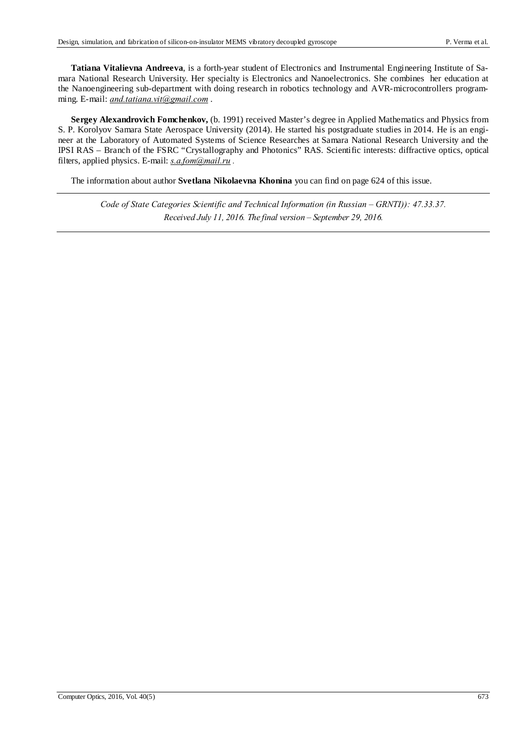**Tatiana Vitalievna Andreeva**, is a forth-year student of Electronics and Instrumental Engineering Institute of Samara National Research University. Her specialty is Electronics and Nanoelectronics. She combines her education at the Nanoengineering sub-department with doing research in robotics technology and AVR-microcontrollers programming. E-mail: *and.tatiana.vit@gmail.com* .

**Sergey Alexandrovich Fomchenkov,** (b. 1991) received Master's degree in Applied Mathematics and Physics from S. P. Korolyov Samara State Aerospace University (2014). He started his postgraduate studies in 2014. He is an engineer at the Laboratory of Automated Systems of Science Researches at Samara National Research University and the IPSI RAS – Branch of the FSRC "Crystallography and Photonics" RAS. Scientific interests: diffractive optics, optical filters, applied physics. E-mail: *s.a.fom@mail.ru* .

The information about author **Svetlana Nikolaevna Khonina** you can find on page 624 of this issue.

---

*Code of State Categories Scientific and Technical Information (in Russian – GRNTI)): 47.33.37.*
*Received July 11, 2016. The final version – September 29, 2016.*

---